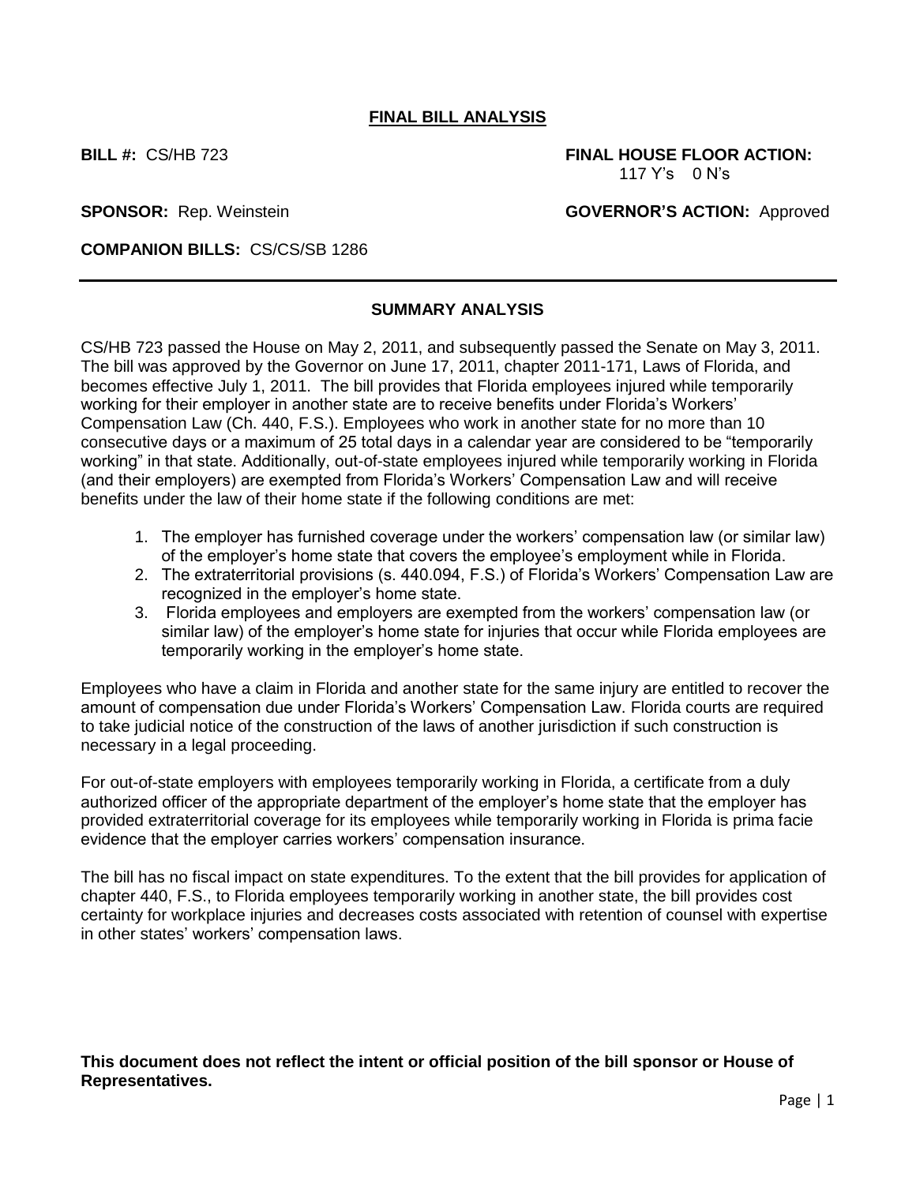# FINAL BILL ANALYSIS

**BILL #:** CS/HB 723

**FINAL HOUSE FLOOR ACTION:** 117 Y's 0 N's

**SPONSOR:** Rep. Weinstein

**GOVERNOR'S ACTION:** Approved

**COMPANION BILLS:** CS/CS/SB 1286

## SUMMARY ANALYSIS

CS/HB 723 passed the House on May 2, 2011, and subsequently passed the Senate on May 3, 2011. The bill was approved by the Governor on June 17, 2011, chapter 2011-171, Laws of Florida, and becomes effective July 1, 2011. The bill provides that Florida employees injured while temporarily working for their employer in another state are to receive benefits under Florida's Workers' Compensation Law (Ch. 440, F.S.). Employees who work in another state for no more than 10 consecutive days or a maximum of 25 total days in a calendar year are considered to be "temporarily working" in that state. Additionally, out-of-state employees injured while temporarily working in Florida (and their employers) are exempted from Florida's Workers' Compensation Law and will receive benefits under the law of their home state if the following conditions are met:

1. The employer has furnished coverage under the workers' compensation law (or similar law) of the employer's home state that covers the employee's employment while in Florida.
2. The extraterritorial provisions (s. 440.094, F.S.) of Florida's Workers' Compensation Law are recognized in the employer's home state.
3. Florida employees and employers are exempted from the workers' compensation law (or similar law) of the employer's home state for injuries that occur while Florida employees are temporarily working in the employer's home state.

Employees who have a claim in Florida and another state for the same injury are entitled to recover the amount of compensation due under Florida's Workers' Compensation Law. Florida courts are required to take judicial notice of the construction of the laws of another jurisdiction if such construction is necessary in a legal proceeding.

For out-of-state employers with employees temporarily working in Florida, a certificate from a duly authorized officer of the appropriate department of the employer's home state that the employer has provided extraterritorial coverage for its employees while temporarily working in Florida is prima facie evidence that the employer carries workers' compensation insurance.

The bill has no fiscal impact on state expenditures. To the extent that the bill provides for application of chapter 440, F.S., to Florida employees temporarily working in another state, the bill provides cost certainty for workplace injuries and decreases costs associated with retention of counsel with expertise in other states' workers' compensation laws.

**This document does not reflect the intent or official position of the bill sponsor or House of Representatives.**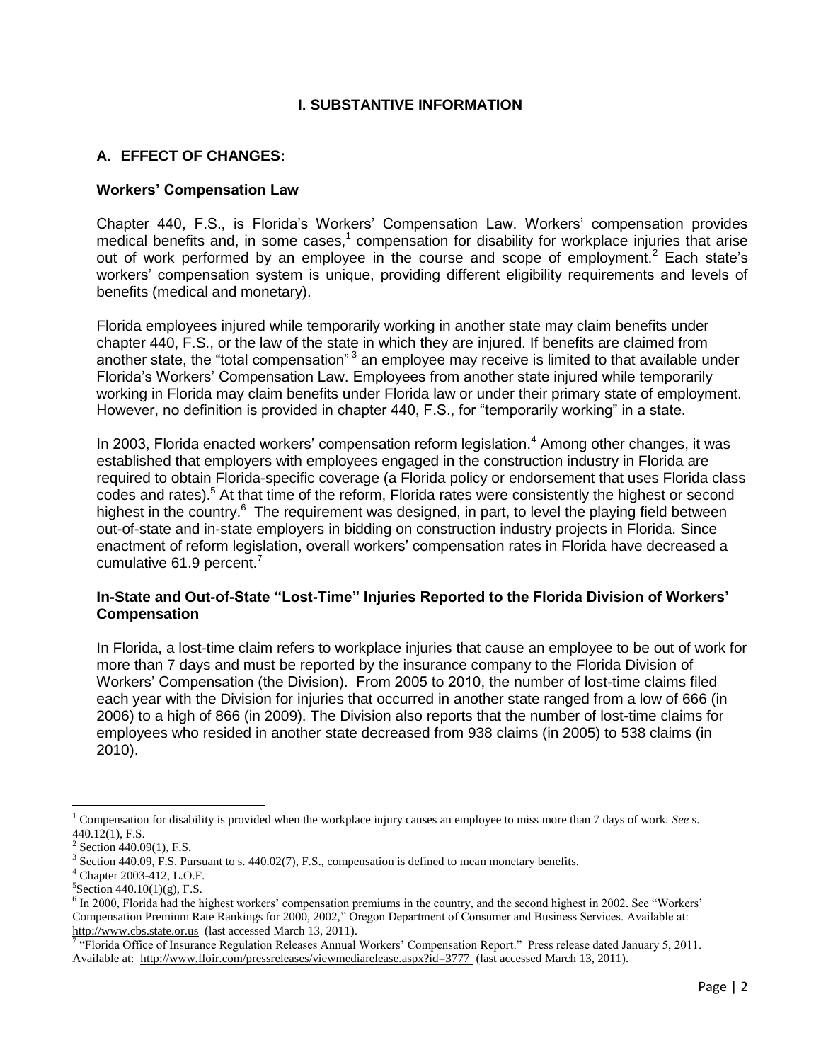## I. SUBSTANTIVE INFORMATION

### A. EFFECT OF CHANGES:

**Workers' Compensation Law**

Chapter 440, F.S., is Florida's Workers' Compensation Law. Workers' compensation provides medical benefits and, in some cases,[1] compensation for disability for workplace injuries that arise out of work performed by an employee in the course and scope of employment.[2] Each state's workers' compensation system is unique, providing different eligibility requirements and levels of benefits (medical and monetary).

Florida employees injured while temporarily working in another state may claim benefits under chapter 440, F.S., or the law of the state in which they are injured. If benefits are claimed from another state, the "total compensation" [3] an employee may receive is limited to that available under Florida's Workers' Compensation Law. Employees from another state injured while temporarily working in Florida may claim benefits under Florida law or under their primary state of employment. However, no definition is provided in chapter 440, F.S., for "temporarily working" in a state.

In 2003, Florida enacted workers' compensation reform legislation.[4] Among other changes, it was established that employers with employees engaged in the construction industry in Florida are required to obtain Florida-specific coverage (a Florida policy or endorsement that uses Florida class codes and rates).[5] At that time of the reform, Florida rates were consistently the highest or second highest in the country.[6] The requirement was designed, in part, to level the playing field between out-of-state and in-state employers in bidding on construction industry projects in Florida. Since enactment of reform legislation, overall workers' compensation rates in Florida have decreased a cumulative 61.9 percent.[7]

**In-State and Out-of-State "Lost-Time" Injuries Reported to the Florida Division of Workers' Compensation**

In Florida, a lost-time claim refers to workplace injuries that cause an employee to be out of work for more than 7 days and must be reported by the insurance company to the Florida Division of Workers' Compensation (the Division). From 2005 to 2010, the number of lost-time claims filed each year with the Division for injuries that occurred in another state ranged from a low of 666 (in 2006) to a high of 866 (in 2009). The Division also reports that the number of lost-time claims for employees who resided in another state decreased from 938 claims (in 2005) to 538 claims (in 2010).

---

[1] Compensation for disability is provided when the workplace injury causes an employee to miss more than 7 days of work. *See* s. 440.12(1), F.S.

[2] Section 440.09(1), F.S.

[3] Section 440.09, F.S. Pursuant to s. 440.02(7), F.S., compensation is defined to mean monetary benefits.

[4] Chapter 2003-412, L.O.F.

[5] Section 440.10(1)(g), F.S.

[6] In 2000, Florida had the highest workers' compensation premiums in the country, and the second highest in 2002. See "Workers' Compensation Premium Rate Rankings for 2000, 2002," Oregon Department of Consumer and Business Services. Available at: http://www.cbs.state.or.us (last accessed March 13, 2011).

[7] "Florida Office of Insurance Regulation Releases Annual Workers' Compensation Report." Press release dated January 5, 2011. Available at: http://www.floir.com/pressreleases/viewmediarelease.aspx?id=3777 (last accessed March 13, 2011).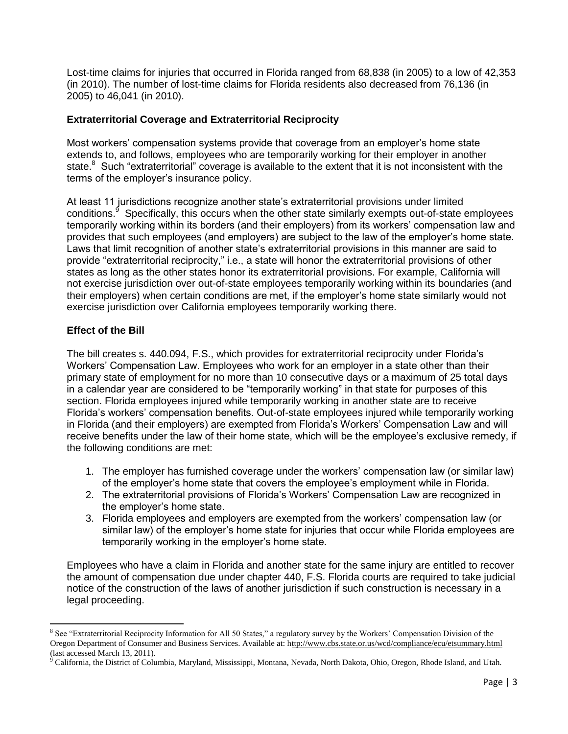Lost-time claims for injuries that occurred in Florida ranged from 68,838 (in 2005) to a low of 42,353 (in 2010). The number of lost-time claims for Florida residents also decreased from 76,136 (in 2005) to 46,041 (in 2010).

### Extraterritorial Coverage and Extraterritorial Reciprocity

Most workers' compensation systems provide that coverage from an employer's home state extends to, and follows, employees who are temporarily working for their employer in another state.[8] Such "extraterritorial" coverage is available to the extent that it is not inconsistent with the terms of the employer's insurance policy.

At least 11 jurisdictions recognize another state's extraterritorial provisions under limited conditions.[9] Specifically, this occurs when the other state similarly exempts out-of-state employees temporarily working within its borders (and their employers) from its workers' compensation law and provides that such employees (and employers) are subject to the law of the employer's home state. Laws that limit recognition of another state's extraterritorial provisions in this manner are said to provide "extraterritorial reciprocity," i.e., a state will honor the extraterritorial provisions of other states as long as the other states honor its extraterritorial provisions. For example, California will not exercise jurisdiction over out-of-state employees temporarily working within its boundaries (and their employers) when certain conditions are met, if the employer's home state similarly would not exercise jurisdiction over California employees temporarily working there.

### Effect of the Bill

The bill creates s. 440.094, F.S., which provides for extraterritorial reciprocity under Florida's Workers' Compensation Law. Employees who work for an employer in a state other than their primary state of employment for no more than 10 consecutive days or a maximum of 25 total days in a calendar year are considered to be "temporarily working" in that state for purposes of this section. Florida employees injured while temporarily working in another state are to receive Florida's workers' compensation benefits. Out-of-state employees injured while temporarily working in Florida (and their employers) are exempted from Florida's Workers' Compensation Law and will receive benefits under the law of their home state, which will be the employee's exclusive remedy, if the following conditions are met:

1. The employer has furnished coverage under the workers' compensation law (or similar law) of the employer's home state that covers the employee's employment while in Florida.
2. The extraterritorial provisions of Florida's Workers' Compensation Law are recognized in the employer's home state.
3. Florida employees and employers are exempted from the workers' compensation law (or similar law) of the employer's home state for injuries that occur while Florida employees are temporarily working in the employer's home state.

Employees who have a claim in Florida and another state for the same injury are entitled to recover the amount of compensation due under chapter 440, F.S. Florida courts are required to take judicial notice of the construction of the laws of another jurisdiction if such construction is necessary in a legal proceeding.

---

[8] See "Extraterritorial Reciprocity Information for All 50 States," a regulatory survey by the Workers' Compensation Division of the Oregon Department of Consumer and Business Services. Available at: hhttp://www.cbs.state.or.us/wcd/compliance/ecu/etsummary.html (last accessed March 13, 2011).

[9] California, the District of Columbia, Maryland, Mississippi, Montana, Nevada, North Dakota, Ohio, Oregon, Rhode Island, and Utah.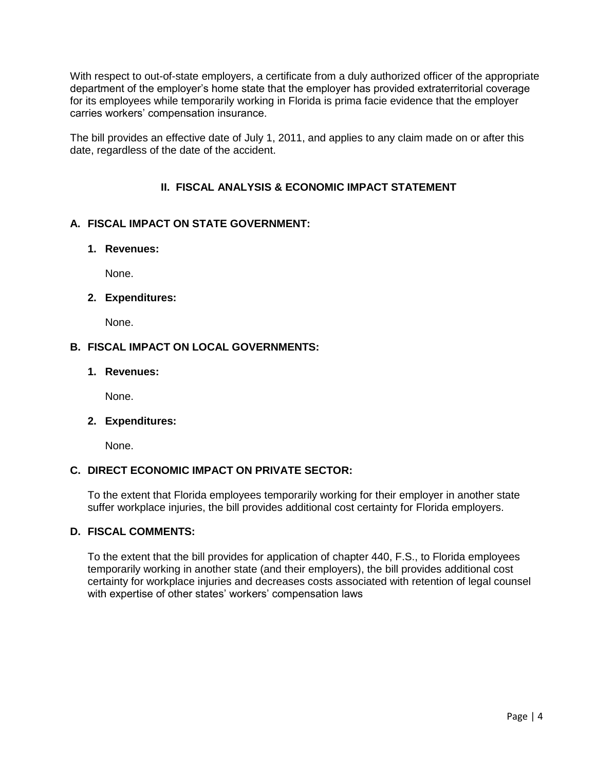With respect to out-of-state employers, a certificate from a duly authorized officer of the appropriate department of the employer's home state that the employer has provided extraterritorial coverage for its employees while temporarily working in Florida is prima facie evidence that the employer carries workers' compensation insurance.

The bill provides an effective date of July 1, 2011, and applies to any claim made on or after this date, regardless of the date of the accident.

## II. FISCAL ANALYSIS & ECONOMIC IMPACT STATEMENT

### A. FISCAL IMPACT ON STATE GOVERNMENT:

**1. Revenues:**

None.

**2. Expenditures:**

None.

### B. FISCAL IMPACT ON LOCAL GOVERNMENTS:

**1. Revenues:**

None.

**2. Expenditures:**

None.

### C. DIRECT ECONOMIC IMPACT ON PRIVATE SECTOR:

To the extent that Florida employees temporarily working for their employer in another state suffer workplace injuries, the bill provides additional cost certainty for Florida employers.

### D. FISCAL COMMENTS:

To the extent that the bill provides for application of chapter 440, F.S., to Florida employees temporarily working in another state (and their employers), the bill provides additional cost certainty for workplace injuries and decreases costs associated with retention of legal counsel with expertise of other states' workers' compensation laws